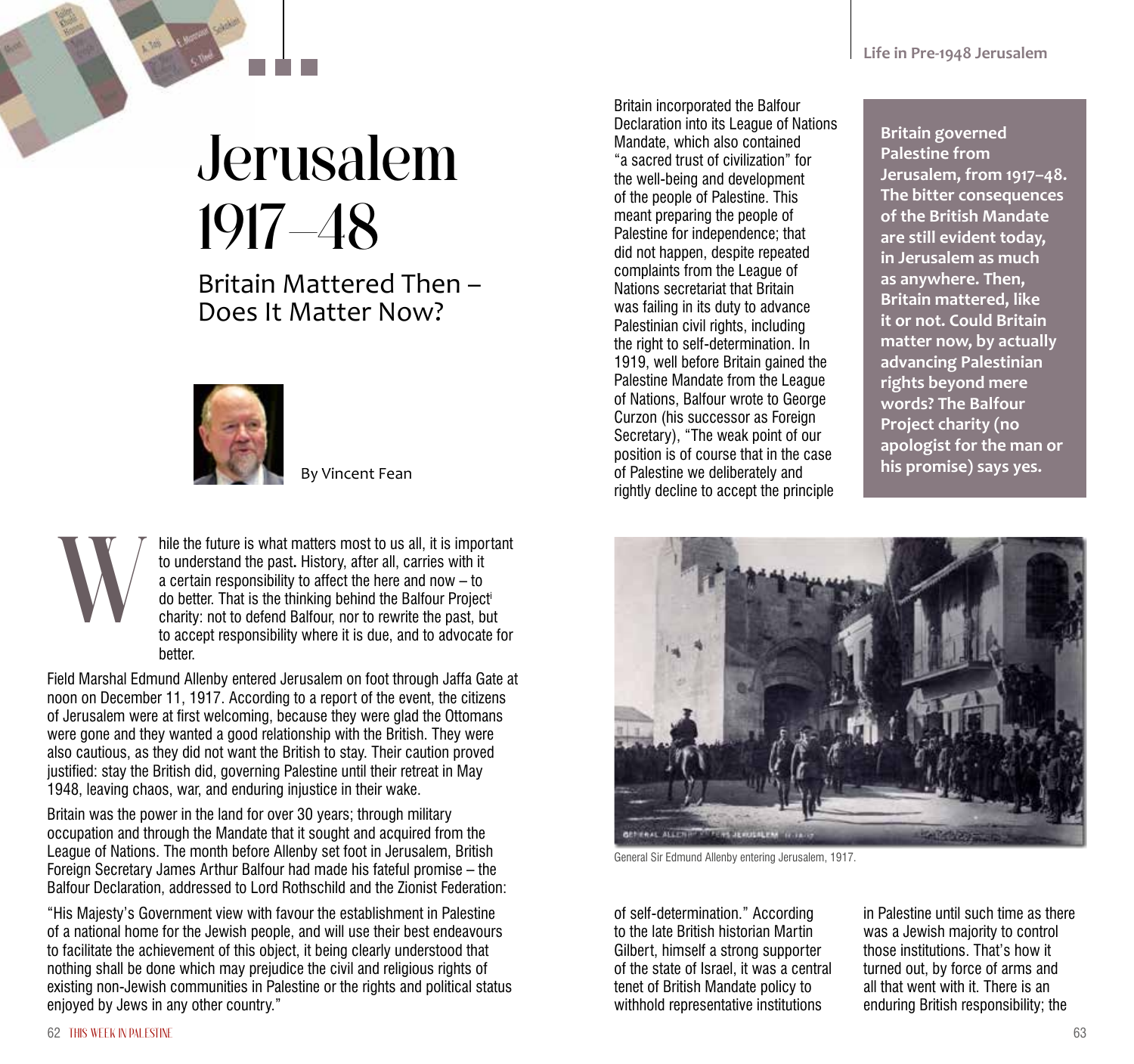# Jerusalem 1917–48

## Britain Mattered Then – Does It Matter Now?

By Vincent Fean

**Britain governed Palestine from Jerusalem, from 1917–48. The bitter consequences of the British Mandate are still evident today, in Jerusalem as much as anywhere. Then, Britain mattered, like it or not. Could Britain matter now, by actually advancing Palestinian rights beyond mere words? The Balfour Project charity (no apologist for the man or his promise) says yes.**

While the future is what matters most to us all, it is important to understand the past**.** History, after all, carries with it a certain responsibility to affect the here and now – to do better. That is the thinking behind the Balfour Project[i] charity: not to defend Balfour, nor to rewrite the past, but to accept responsibility where it is due, and to advocate for better.

Field Marshal Edmund Allenby entered Jerusalem on foot through Jaffa Gate at noon on December 11, 1917. According to a report of the event, the citizens of Jerusalem were at first welcoming, because they were glad the Ottomans were gone and they wanted a good relationship with the British. They were also cautious, as they did not want the British to stay. Their caution proved justified: stay the British did, governing Palestine until their retreat in May 1948, leaving chaos, war, and enduring injustice in their wake.

Britain was the power in the land for over 30 years; through military occupation and through the Mandate that it sought and acquired from the League of Nations. The month before Allenby set foot in Jerusalem, British Foreign Secretary James Arthur Balfour had made his fateful promise – the Balfour Declaration, addressed to Lord Rothschild and the Zionist Federation:

"His Majesty's Government view with favour the establishment in Palestine of a national home for the Jewish people, and will use their best endeavours to facilitate the achievement of this object, it being clearly understood that nothing shall be done which may prejudice the civil and religious rights of existing non-Jewish communities in Palestine or the rights and political status enjoyed by Jews in any other country."

Britain incorporated the Balfour Declaration into its League of Nations Mandate, which also contained "a sacred trust of civilization" for the well-being and development of the people of Palestine. This meant preparing the people of Palestine for independence; that did not happen, despite repeated complaints from the League of Nations secretariat that Britain was failing in its duty to advance Palestinian civil rights, including the right to self-determination. In 1919, well before Britain gained the Palestine Mandate from the League of Nations, Balfour wrote to George Curzon (his successor as Foreign Secretary), "The weak point of our position is of course that in the case of Palestine we deliberately and rightly decline to accept the principle of self-determination." According to the late British historian Martin Gilbert, himself a strong supporter of the state of Israel, it was a central tenet of British Mandate policy to withhold representative institutions in Palestine until such time as there was a Jewish majority to control those institutions. That's how it turned out, by force of arms and all that went with it. There is an enduring British responsibility; the

General Sir Edmund Allenby entering Jerusalem, 1917.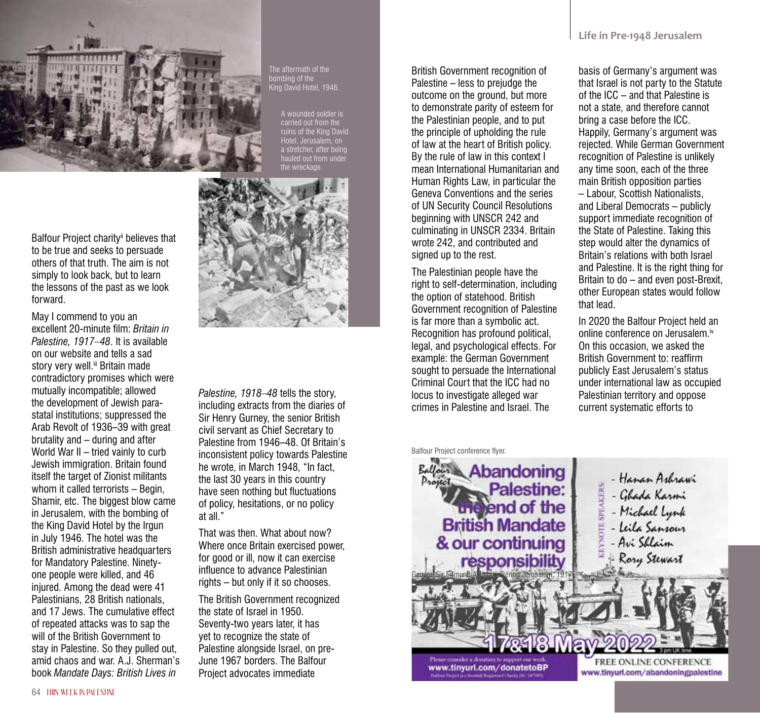The aftermath of the bombing of the King David Hotel, 1946.

A wounded soldier is carried out from the ruins of the King David Hotel, Jerusalem, on a stretcher, after being hauled out from under the wreckage.

Balfour Project charity[ii] believes that to be true and seeks to persuade others of that truth. The aim is not simply to look back, but to learn the lessons of the past as we look forward.

May I commend to you an excellent 20-minute film: *Britain in Palestine, 1917–48*. It is available on our website and tells a sad story very well.[iii] Britain made contradictory promises which were mutually incompatible; allowed the development of Jewish para-statal institutions; suppressed the Arab Revolt of 1936–39 with great brutality and – during and after World War II – tried vainly to curb Jewish immigration. Britain found itself the target of Zionist militants whom it called terrorists – Begin, Shamir, etc. The biggest blow came in Jerusalem, with the bombing of the King David Hotel by the Irgun in July 1946. The hotel was the British administrative headquarters for Mandatory Palestine. Ninety-one people were killed, and 46 injured. Among the dead were 41 Palestinians, 28 British nationals, and 17 Jews. The cumulative effect of repeated attacks was to sap the will of the British Government to stay in Palestine. So they pulled out, amid chaos and war. A.J. Sherman's book *Mandate Days: British Lives in Palestine, 1918–48* tells the story, including extracts from the diaries of Sir Henry Gurney, the senior British civil servant as Chief Secretary to Palestine from 1946–48. Of Britain's inconsistent policy towards Palestine he wrote, in March 1948, "In fact, the last 30 years in this country have seen nothing but fluctuations of policy, hesitations, or no policy at all."

That was then. What about now? Where once Britain exercised power, for good or ill, now it can exercise influence to advance Palestinian rights – but only if it so chooses.

The British Government recognized the state of Israel in 1950. Seventy-two years later, it has yet to recognize the state of Palestine alongside Israel, on pre-June 1967 borders. The Balfour Project advocates immediate British Government recognition of Palestine – less to prejudge the outcome on the ground, but more to demonstrate parity of esteem for the Palestinian people, and to put the principle of upholding the rule of law at the heart of British policy. By the rule of law in this context I mean International Humanitarian and Human Rights Law, in particular the Geneva Conventions and the series of UN Security Council Resolutions beginning with UNSCR 242 and culminating in UNSCR 2334. Britain wrote 242, and contributed and signed up to the rest.

The Palestinian people have the right to self-determination, including the option of statehood. British Government recognition of Palestine is far more than a symbolic act. Recognition has profound political, legal, and psychological effects. For example: the German Government sought to persuade the International Criminal Court that the ICC had no locus to investigate alleged war crimes in Palestine and Israel. The basis of Germany's argument was that Israel is not party to the Statute of the ICC – and that Palestine is not a state, and therefore cannot bring a case before the ICC. Happily, Germany's argument was rejected. While German Government recognition of Palestine is unlikely any time soon, each of the three main British opposition parties – Labour, Scottish Nationalists, and Liberal Democrats – publicly support immediate recognition of the State of Palestine. Taking this step would alter the dynamics of Britain's relations with both Israel and Palestine. It is the right thing for Britain to do – and even post-Brexit, other European states would follow that lead.

In 2020 the Balfour Project held an online conference on Jerusalem.[iv] On this occasion, we asked the British Government to: reaffirm publicly East Jerusalem's status under international law as occupied Palestinian territory and oppose current systematic efforts to

Balfour Project conference flyer.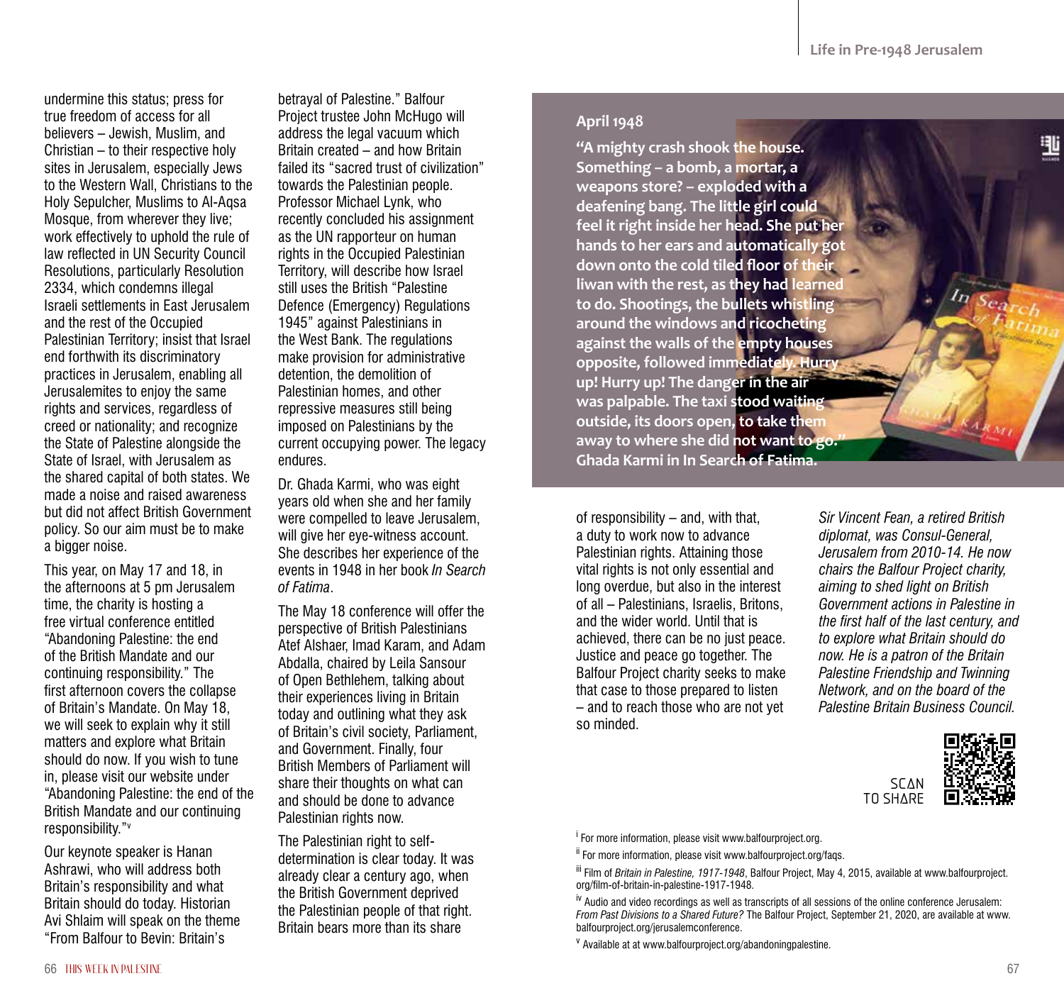undermine this status; press for true freedom of access for all believers – Jewish, Muslim, and Christian – to their respective holy sites in Jerusalem, especially Jews to the Western Wall, Christians to the Holy Sepulcher, Muslims to Al-Aqsa Mosque, from wherever they live; work effectively to uphold the rule of law reflected in UN Security Council Resolutions, particularly Resolution 2334, which condemns illegal Israeli settlements in East Jerusalem and the rest of the Occupied Palestinian Territory; insist that Israel end forthwith its discriminatory practices in Jerusalem, enabling all Jerusalemites to enjoy the same rights and services, regardless of creed or nationality; and recognize the State of Palestine alongside the State of Israel, with Jerusalem as the shared capital of both states. We made a noise and raised awareness but did not affect British Government policy. So our aim must be to make a bigger noise.

This year, on May 17 and 18, in the afternoons at 5 pm Jerusalem time, the charity is hosting a free virtual conference entitled "Abandoning Palestine: the end of the British Mandate and our continuing responsibility." The first afternoon covers the collapse of Britain's Mandate. On May 18, we will seek to explain why it still matters and explore what Britain should do now. If you wish to tune in, please visit our website under "Abandoning Palestine: the end of the British Mandate and our continuing responsibility."[v]

Our keynote speaker is Hanan Ashrawi, who will address both Britain's responsibility and what Britain should do today. Historian Avi Shlaim will speak on the theme "From Balfour to Bevin: Britain's betrayal of Palestine." Balfour Project trustee John McHugo will address the legal vacuum which Britain created – and how Britain failed its "sacred trust of civilization" towards the Palestinian people. Professor Michael Lynk, who recently concluded his assignment as the UN rapporteur on human rights in the Occupied Palestinian Territory, will describe how Israel still uses the British "Palestine Defence (Emergency) Regulations 1945" against Palestinians in the West Bank. The regulations make provision for administrative detention, the demolition of Palestinian homes, and other repressive measures still being imposed on Palestinians by the current occupying power. The legacy endures.

Dr. Ghada Karmi, who was eight years old when she and her family were compelled to leave Jerusalem, will give her eye-witness account. She describes her experience of the events in 1948 in her book *In Search of Fatima*.

The May 18 conference will offer the perspective of British Palestinians Atef Alshaer, Imad Karam, and Adam Abdalla, chaired by Leila Sansour of Open Bethlehem, talking about their experiences living in Britain today and outlining what they ask of Britain's civil society, Parliament, and Government. Finally, four British Members of Parliament will share their thoughts on what can and should be done to advance Palestinian rights now.

The Palestinian right to self-determination is clear today. It was already clear a century ago, when the British Government deprived the Palestinian people of that right. Britain bears more than its share of responsibility – and, with that, a duty to work now to advance Palestinian rights. Attaining those vital rights is not only essential and long overdue, but also in the interest of all – Palestinians, Israelis, Britons, and the wider world. Until that is achieved, there can be no just peace. Justice and peace go together. The Balfour Project charity seeks to make that case to those prepared to listen – and to reach those who are not yet so minded.

**April 1948**

**"A mighty crash shook the house. Something – a bomb, a mortar, a weapons store? – exploded with a deafening bang. The little girl could feel it right inside her head. She put her hands to her ears and automatically got down onto the cold tiled floor of their liwan with the rest, as they had learned to do. Shootings, the bullets whistling around the windows and ricocheting against the walls of the empty houses opposite, followed immediately. Hurry up! Hurry up! The danger in the air was palpable. The taxi stood waiting outside, its doors open, to take them away to where she did not want to go." Ghada Karmi in In Search of Fatima.**

*Sir Vincent Fean, a retired British diplomat, was Consul-General, Jerusalem from 2010-14. He now chairs the Balfour Project charity, aiming to shed light on British Government actions in Palestine in the first half of the last century, and to explore what Britain should do now. He is a patron of the Britain Palestine Friendship and Twinning Network, and on the board of the Palestine Britain Business Council.*

SCAN TO SHARE

[i] For more information, please visit www.balfourproject.org.

[ii] For more information, please visit www.balfourproject.org/faqs.

[iii] Film of *Britain in Palestine, 1917-1948*, Balfour Project, May 4, 2015, available at www.balfourproject.org/film-of-britain-in-palestine-1917-1948.

[iv] Audio and video recordings as well as transcripts of all sessions of the online conference Jerusalem: *From Past Divisions to a Shared Future?* The Balfour Project, September 21, 2020, are available at www.balfourproject.org/jerusalemconference.

[v] Available at at www.balfourproject.org/abandoningpalestine.